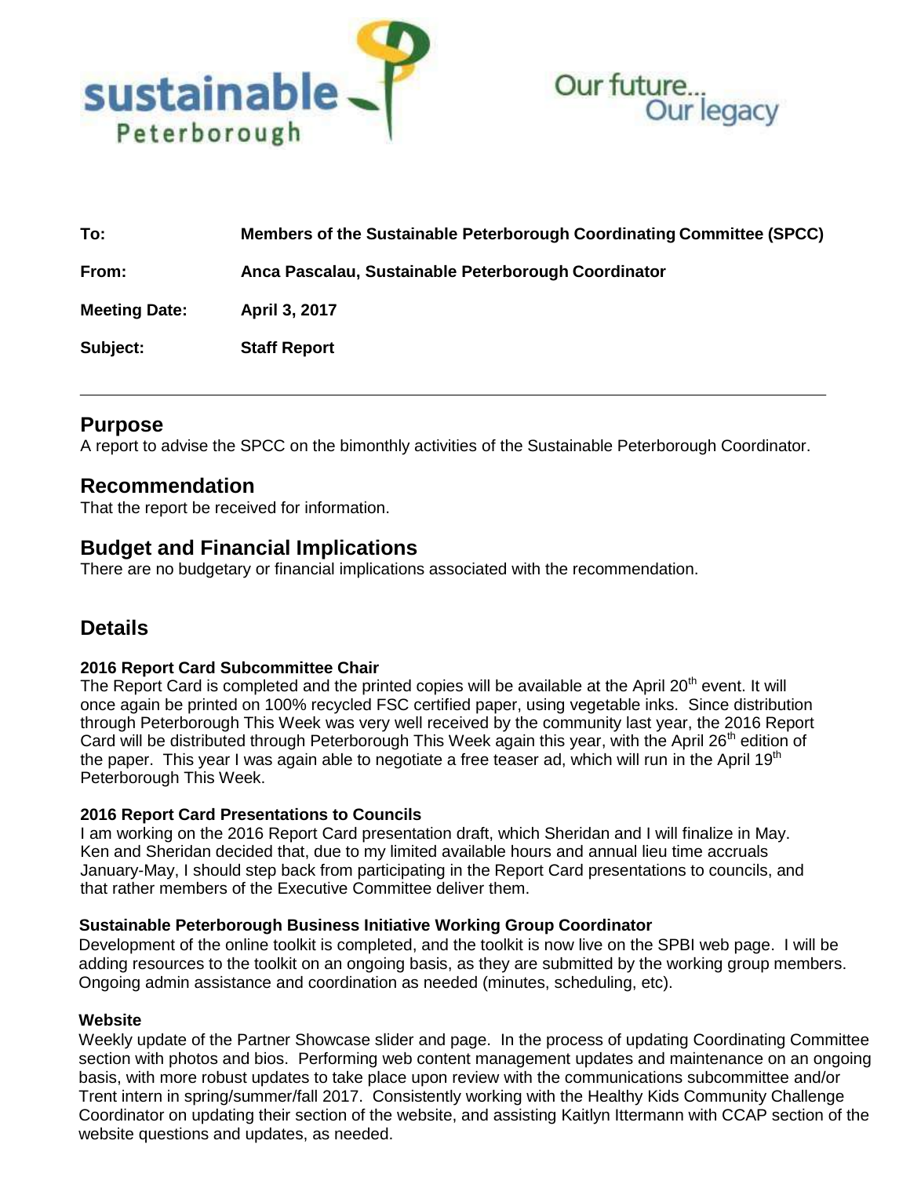sustainable Peterborough

Our future... Our legacy

| | |
|---|---|
| **To:** | **Members of the Sustainable Peterborough Coordinating Committee (SPCC)** |
| **From:** | **Anca Pascalau, Sustainable Peterborough Coordinator** |
| **Meeting Date:** | **April 3, 2017** |
| **Subject:** | **Staff Report** |

---

## Purpose

A report to advise the SPCC on the bimonthly activities of the Sustainable Peterborough Coordinator.

## Recommendation

That the report be received for information.

## Budget and Financial Implications

There are no budgetary or financial implications associated with the recommendation.

## Details

### 2016 Report Card Subcommittee Chair

The Report Card is completed and the printed copies will be available at the April 20th event. It will once again be printed on 100% recycled FSC certified paper, using vegetable inks. Since distribution through Peterborough This Week was very well received by the community last year, the 2016 Report Card will be distributed through Peterborough This Week again this year, with the April 26th edition of the paper. This year I was again able to negotiate a free teaser ad, which will run in the April 19th Peterborough This Week.

### 2016 Report Card Presentations to Councils

I am working on the 2016 Report Card presentation draft, which Sheridan and I will finalize in May. Ken and Sheridan decided that, due to my limited available hours and annual lieu time accruals January-May, I should step back from participating in the Report Card presentations to councils, and that rather members of the Executive Committee deliver them.

### Sustainable Peterborough Business Initiative Working Group Coordinator

Development of the online toolkit is completed, and the toolkit is now live on the SPBI web page. I will be adding resources to the toolkit on an ongoing basis, as they are submitted by the working group members. Ongoing admin assistance and coordination as needed (minutes, scheduling, etc).

### Website

Weekly update of the Partner Showcase slider and page. In the process of updating Coordinating Committee section with photos and bios. Performing web content management updates and maintenance on an ongoing basis, with more robust updates to take place upon review with the communications subcommittee and/or Trent intern in spring/summer/fall 2017. Consistently working with the Healthy Kids Community Challenge Coordinator on updating their section of the website, and assisting Kaitlyn Ittermann with CCAP section of the website questions and updates, as needed.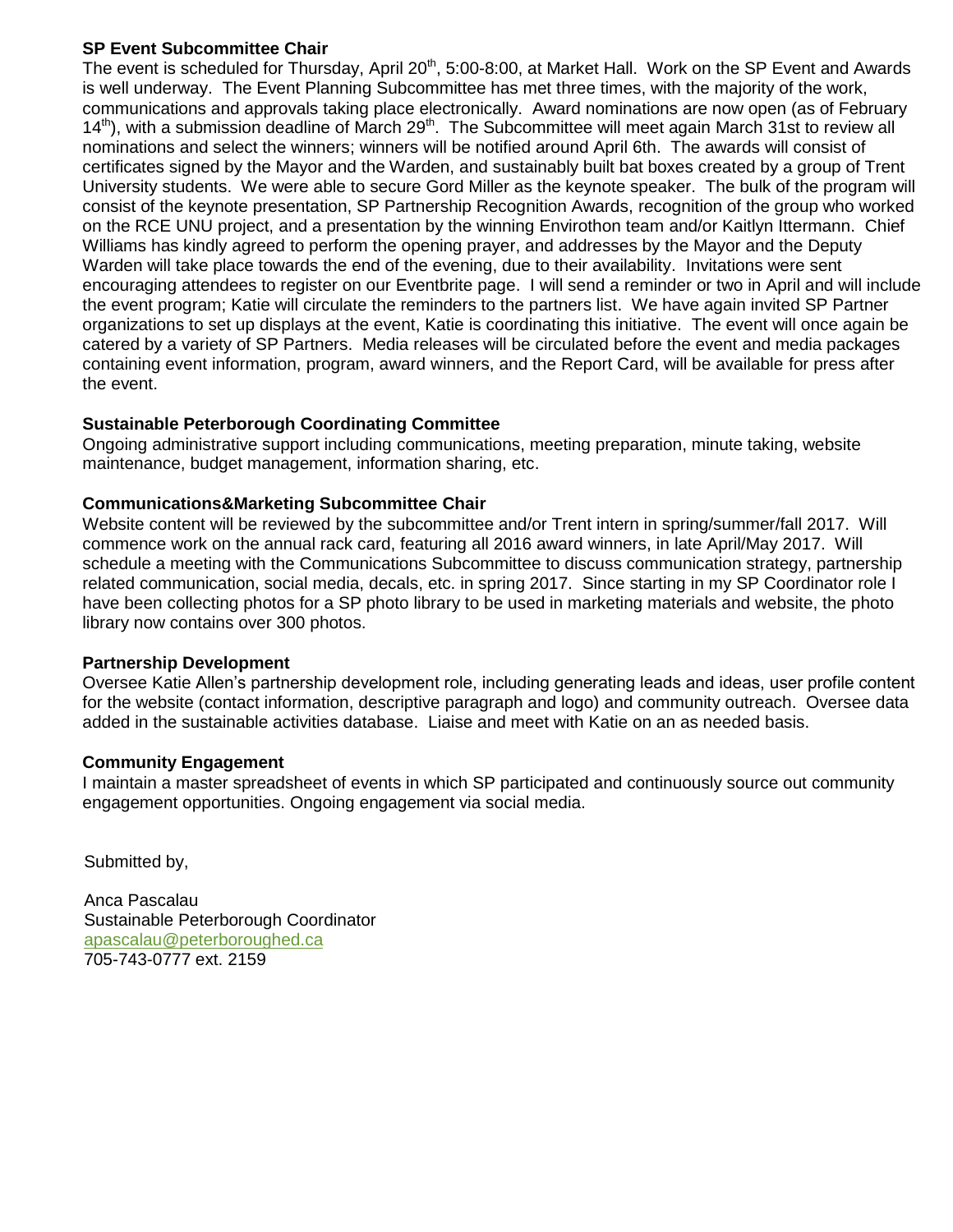**SP Event Subcommittee Chair**

The event is scheduled for Thursday, April 20th, 5:00-8:00, at Market Hall. Work on the SP Event and Awards is well underway. The Event Planning Subcommittee has met three times, with the majority of the work, communications and approvals taking place electronically. Award nominations are now open (as of February 14th), with a submission deadline of March 29th. The Subcommittee will meet again March 31st to review all nominations and select the winners; winners will be notified around April 6th. The awards will consist of certificates signed by the Mayor and the Warden, and sustainably built bat boxes created by a group of Trent University students. We were able to secure Gord Miller as the keynote speaker. The bulk of the program will consist of the keynote presentation, SP Partnership Recognition Awards, recognition of the group who worked on the RCE UNU project, and a presentation by the winning Envirothon team and/or Kaitlyn Ittermann. Chief Williams has kindly agreed to perform the opening prayer, and addresses by the Mayor and the Deputy Warden will take place towards the end of the evening, due to their availability. Invitations were sent encouraging attendees to register on our Eventbrite page. I will send a reminder or two in April and will include the event program; Katie will circulate the reminders to the partners list. We have again invited SP Partner organizations to set up displays at the event, Katie is coordinating this initiative. The event will once again be catered by a variety of SP Partners. Media releases will be circulated before the event and media packages containing event information, program, award winners, and the Report Card, will be available for press after the event.

**Sustainable Peterborough Coordinating Committee**

Ongoing administrative support including communications, meeting preparation, minute taking, website maintenance, budget management, information sharing, etc.

**Communications&Marketing Subcommittee Chair**

Website content will be reviewed by the subcommittee and/or Trent intern in spring/summer/fall 2017. Will commence work on the annual rack card, featuring all 2016 award winners, in late April/May 2017. Will schedule a meeting with the Communications Subcommittee to discuss communication strategy, partnership related communication, social media, decals, etc. in spring 2017. Since starting in my SP Coordinator role I have been collecting photos for a SP photo library to be used in marketing materials and website, the photo library now contains over 300 photos.

**Partnership Development**

Oversee Katie Allen's partnership development role, including generating leads and ideas, user profile content for the website (contact information, descriptive paragraph and logo) and community outreach. Oversee data added in the sustainable activities database. Liaise and meet with Katie on an as needed basis.

**Community Engagement**

I maintain a master spreadsheet of events in which SP participated and continuously source out community engagement opportunities. Ongoing engagement via social media.

Submitted by,

Anca Pascalau
Sustainable Peterborough Coordinator
apascalau@peterboroughed.ca
705-743-0777 ext. 2159